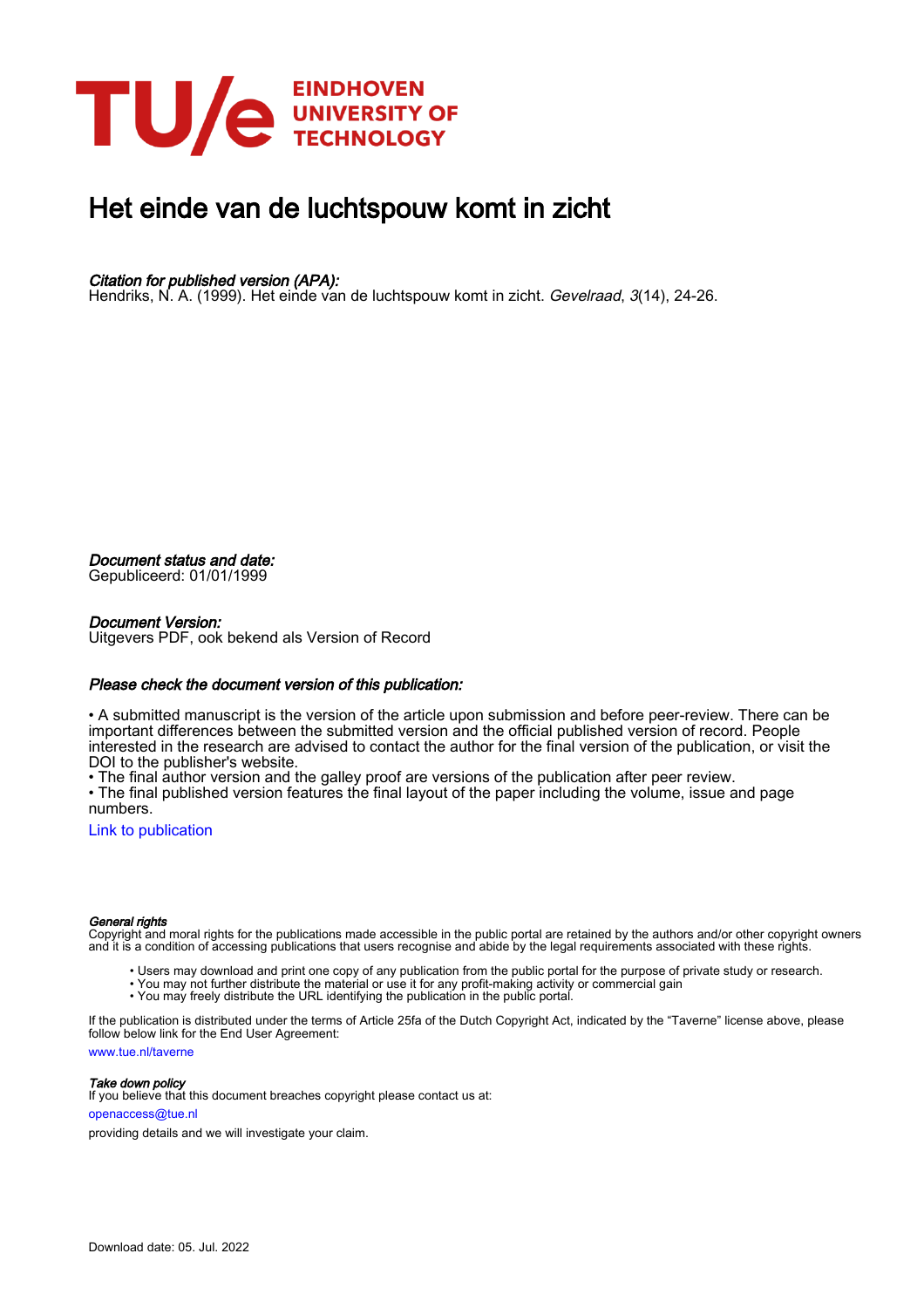# Het einde van de luchtspouw komt in zicht

*Citation for published version (APA):*
Hendriks, N. A. (1999). Het einde van de luchtspouw komt in zicht. *Gevelraad*, *3*(14), 24-26.

*Document status and date:*
Gepubliceerd: 01/01/1999

*Document Version:*
Uitgevers PDF, ook bekend als Version of Record

*Please check the document version of this publication:*

• A submitted manuscript is the version of the article upon submission and before peer-review. There can be important differences between the submitted version and the official published version of record. People interested in the research are advised to contact the author for the final version of the publication, or visit the DOI to the publisher's website.
• The final author version and the galley proof are versions of the publication after peer review.
• The final published version features the final layout of the paper including the volume, issue and page numbers.

Link to publication

*General rights*
Copyright and moral rights for the publications made accessible in the public portal are retained by the authors and/or other copyright owners and it is a condition of accessing publications that users recognise and abide by the legal requirements associated with these rights.

• Users may download and print one copy of any publication from the public portal for the purpose of private study or research.
• You may not further distribute the material or use it for any profit-making activity or commercial gain
• You may freely distribute the URL identifying the publication in the public portal.

If the publication is distributed under the terms of Article 25fa of the Dutch Copyright Act, indicated by the "Taverne" license above, please follow below link for the End User Agreement:

www.tue.nl/taverne

*Take down policy*
If you believe that this document breaches copyright please contact us at:

openaccess@tue.nl

providing details and we will investigate your claim.

Download date: 05. Jul. 2022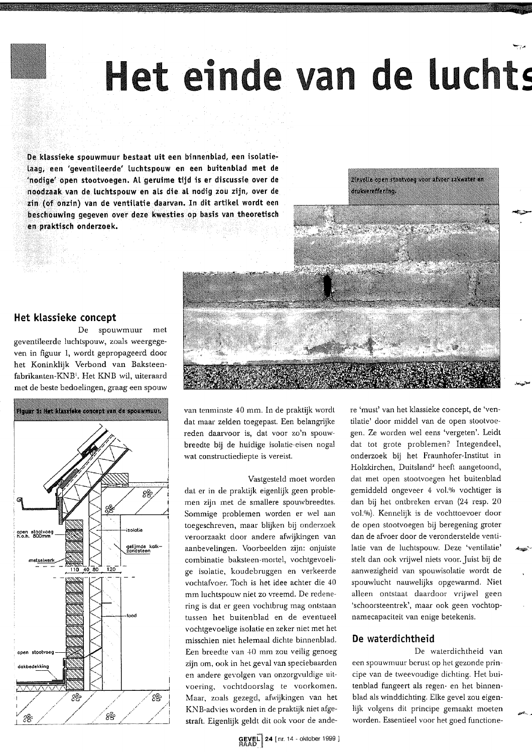# Het einde van de luchts

**De klassieke spouwmuur bestaat uit een binnenblad, een isolatielaag, een 'geventileerde' luchtspouw en een buitenblad met de 'nodige' open stootvoegen. Al geruime tijd is er discussie over de noodzaak van de luchtspouw en als die al nodig zou zijn, over de zin (of onzin) van de ventilatie daarvan. In dit artikel wordt een beschouwing gegeven over deze kwesties op basis van theoretisch en praktisch onderzoek.**

Zinvolle open stootvoeg voor afvoer zakwater en drukvereffening.

## Het klassieke concept

De spouwmuur met geventileerde luchtspouw, zoals weergegeven in figuur 1, wordt gepropageerd door het Koninklijk Verbond van Baksteenfabrikanten-KNB[1]. Het KNB wil, uiteraard met de beste bedoelingen, graag een spouw van tenminste 40 mm. In de praktijk wordt dat maar zelden toegepast. Een belangrijke reden daarvoor is, dat voor zo'n spouwbreedte bij de huidige isolatie-eisen nogal wat constructiediepte is vereist.

Figuur 1: Het klassieke concept van de spouwmuur.

Vastgesteld moet worden dat er in de praktijk eigenlijk geen problemen zijn met de smallere spouwbreedtes. Sommige problemen worden er wel aan toegeschreven, maar blijken bij onderzoek veroorzaakt door andere afwijkingen van aanbevelingen. Voorbeelden zijn: onjuiste combinatie baksteen-mortel, vochtgevoelige isolatie, koudebruggen en verkeerde vochtafvoer. Toch is het idee achter die 40 mm luchtspouw niet zo vreemd. De redenering is dat er geen vochtbrug mag ontstaan tussen het buitenblad en de eventueel vochtgevoelige isolatie en zeker niet met het misschien niet helemaal dichte binnenblad. Een breedte van 40 mm zou veilig genoeg zijn om, ook in het geval van speciebaarden en andere gevolgen van onzorgvuldige uitvoering, vochtdoorslag te voorkomen. Maar, zoals gezegd, afwijkingen van het KNB-advies worden in de praktijk niet afgestraft. Eigenlijk geldt dit ook voor de andere 'must' van het klassieke concept, de 'ventilatie' door middel van de open stootvoegen. Ze worden wel eens 'vergeten'. Leidt dat tot grote problemen? Integendeel, onderzoek bij het Fraunhofer-Institut in Holzkirchen, Duitsland[4] heeft aangetoond, dat met open stootvoegen het buitenblad gemiddeld ongeveer 4 vol.% vochtiger is dan bij het ontbreken ervan (24 resp. 20 vol.%). Kennelijk is de vochttoevoer door de open stootvoegen bij beregening groter dan de afvoer door de veronderstelde ventilatie van de luchtspouw. Deze 'ventilatie' stelt dan ook vrijwel niets voor. Juist bij de aanwezigheid van spouwisolatie wordt de spouwlucht nauwelijks opgewarmd. Niet alleen ontstaat daardoor vrijwel geen 'schoorsteentrek', maar ook geen vochtopnamecapaciteit van enige betekenis.

## De waterdichtheid

De waterdichtheid van een spouwmuur berust op het gezonde principe van de tweevoudige dichting. Het buitenblad fungeert als regen- en het binnenblad als winddichting. Elke gevel zou eigenlijk volgens dit principe gemaakt moeten worden. Essentieel voor het goed functione-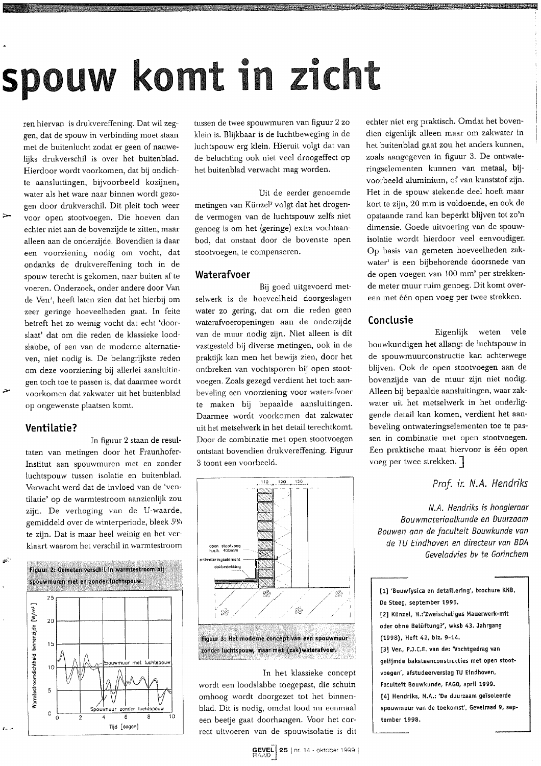# spouw komt in zicht

ren hiervan is drukvereffening. Dat wil zeggen, dat de spouw in verbinding moet staan met de buitenlucht zodat er geen of nauwelijks drukverschil is over het buitenblad. Hierdoor wordt voorkomen, dat bij ondichte aansluitingen, bijvoorbeeld kozijnen, water als het ware naar binnen wordt gezogen door drukverschil. Dit pleit toch weer voor open stootvoegen. Die hoeven dan echter niet aan de bovenzijde te zitten, maar alleen aan de onderzijde. Bovendien is daar een voorziening nodig om vocht, dat ondanks de drukvereffening toch in de spouw terecht is gekomen, naar buiten af te voeren. Onderzoek, onder andere door Van de Ven[3], heeft laten zien dat het hierbij om zeer geringe hoeveelheden gaat. In feite betreft het zo weinig vocht dat echt 'doorslaat' dat om die reden de klassieke loodslabbe, of een van de moderne alternatieven, niet nodig is. De belangrijkste reden om deze voorziening bij allerlei aansluitingen toch toe te passen is, dat daarmee wordt voorkomen dat zakwater uit het buitenblad op ongewenste plaatsen komt.

## Ventilatie?

In figuur 2 staan de resultaten van metingen door het Fraunhofer-Institut aan spouwmuren met en zonder luchtspouw tussen isolatie en buitenblad. Verwacht werd dat de invloed van de 'ventilatie' op de warmtestroom aanzienlijk zou zijn. De verhoging van de U-waarde, gemiddeld over de winterperiode, bleek 5% te zijn. Dat is maar heel weinig en het verklaart waarom het verschil in warmtestroom

**Figuur 2: Gemeten verschil in warmtestroom bij spouwmuren met en zonder luchtspouw.**

Warmtestroomdichtheid binnenzijde [W/m²]
25
20
15
10
5
0
0 2 4 6 8 10
Tijd [dagen]
Spouwmuur met luchtspouw
Spouwmuur zonder luchtspouw

tussen de twee spouwmuren van figuur 2 zo klein is. Blijkbaar is de luchtbeweging in de luchtspouw erg klein. Hieruit volgt dat van de beluchting ook niet veel droogeffect op het buitenblad verwacht mag worden.

Uit de eerder genoemde metingen van Künzel[2] volgt dat het drogende vermogen van de luchtspouw zelfs niet genoeg is om het (geringe) extra vochtaanbod, dat onstaat door de bovenste open stootvoegen, te compenseren.

## Waterafvoer

Bij goed uitgevoerd metselwerk is de hoeveelheid doorgeslagen water zo gering, dat om die reden geen waterafvoeropeningen aan de onderzijde van de muur nodig zijn. Niet alleen is dit vastgesteld bij diverse metingen, ook in de praktijk kan men het bewijs zien, door het ontbreken van vochtsporen bij open stootvoegen. Zoals gezegd verdient het toch aanbeveling een voorziening voor waterafvoer te maken bij bepaalde aansluitingen. Daarmee wordt voorkomen dat zakwater uit het metselwerk in het detail terechtkomt. Door de combinatie met open stootvoegen ontstaat bovendien drukvereffening. Figuur 3 toont een voorbeeld.

110 120 120
open stootvoeg h.o.h. 400mm
ontwateringselement
dakbedekking

**Figuur 3: Het moderne concept van een spouwmuur zonder luchtspouw, maar met (zak)waterafvoer.**

In het klassieke concept wordt een loodslabbe toegepast, die schuin omhoog wordt doorgezet tot het binnenblad. Dit is nodig, omdat lood nu eenmaal een beetje gaat doorhangen. Voor het correct uitvoeren van de spouwisolatie is dit echter niet erg praktisch. Omdat het bovendien eigenlijk alleen maar om zakwater in het buitenblad gaat zou het anders kunnen, zoals aangegeven in figuur 3. De ontwateringselementen kunnen van metaal, bijvoorbeeld aluminium, of van kunststof zijn. Het in de spouw stekende deel hoeft maar kort te zijn, 20 mm is voldoende, en ook de opstaande rand kan beperkt blijven tot zo'n dimensie. Goede uitvoering van de spouwisolatie wordt hierdoor veel eenvoudiger. Op basis van gemeten hoeveelheden zakwater[1] is een bijbehorende doorsnede van de open voegen van 100 mm² per strekkende meter muur ruim genoeg. Dit komt overeen met één open voeg per twee strekken.

## Conclusie

Eigenlijk weten vele bouwkundigen het allang: de luchtspouw in de spouwmuurconstructie kan achterwege blijven. Ook de open stootvoegen aan de bovenzijde van de muur zijn niet nodig. Alleen bij bepaalde aansluitingen, waar zakwater uit het metselwerk in het onderliggende detail kan komen, verdient het aanbeveling ontwateringselementen toe te passen in combinatie met open stootvoegen. Een praktische maat hiervoor is één open voeg per twee strekken.

*Prof. ir. N.A. Hendriks*

*N.A. Hendriks is hoogleraar Bouwmateriaalkunde en Duurzaam Bouwen aan de faculteit Bouwkunde van de TU Eindhoven en directeur van BDA Geveladvies bv te Gorinchem*

[1] 'Bouwfysica en detaillering', brochure KNB, De Steeg, september 1995.

[2] Künzel, H.:'Zweischaliges Mauerwerk-mit oder ohne Belüftung?', wksb 43. Jahrgang (1998), Heft 42, blz. 9-14.

[3] Ven, P.J.C.E. van de: 'Vochtgedrag van gelijmde baksteenconstructies met open stootvoegen', afstudeerverslag TU Eindhoven, Faculteit Bouwkunde, FAGO, april 1999.

[4] Hendriks, N.A.: 'De duurzaam geïsoleerde spouwmuur van de toekomst', Gevelraad 9, september 1998.